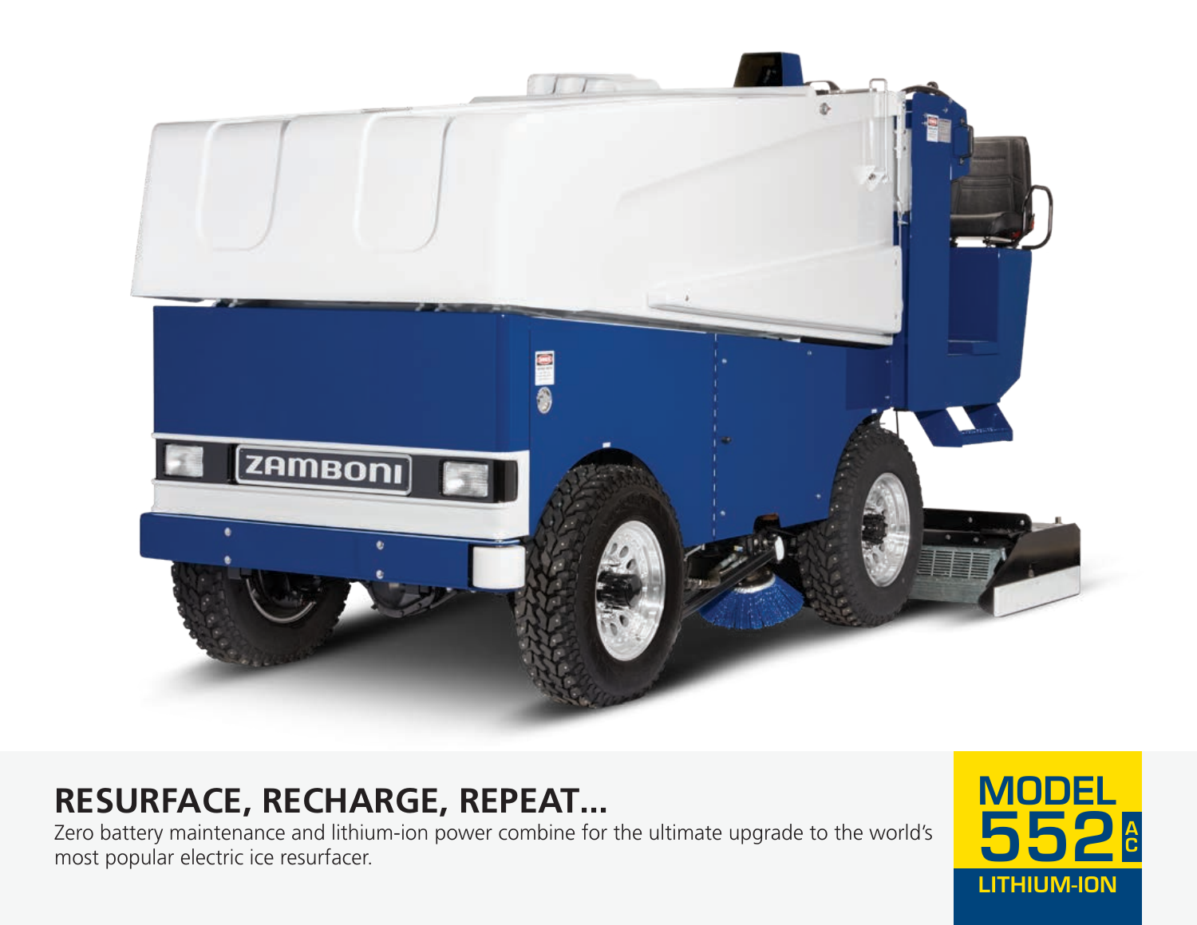# RESURFACE, RECHARGE, REPEAT...

Zero battery maintenance and lithium-ion power combine for the ultimate upgrade to the world's most popular electric ice resurfacer.

**MODEL 552 AC**
**LITHIUM-ION**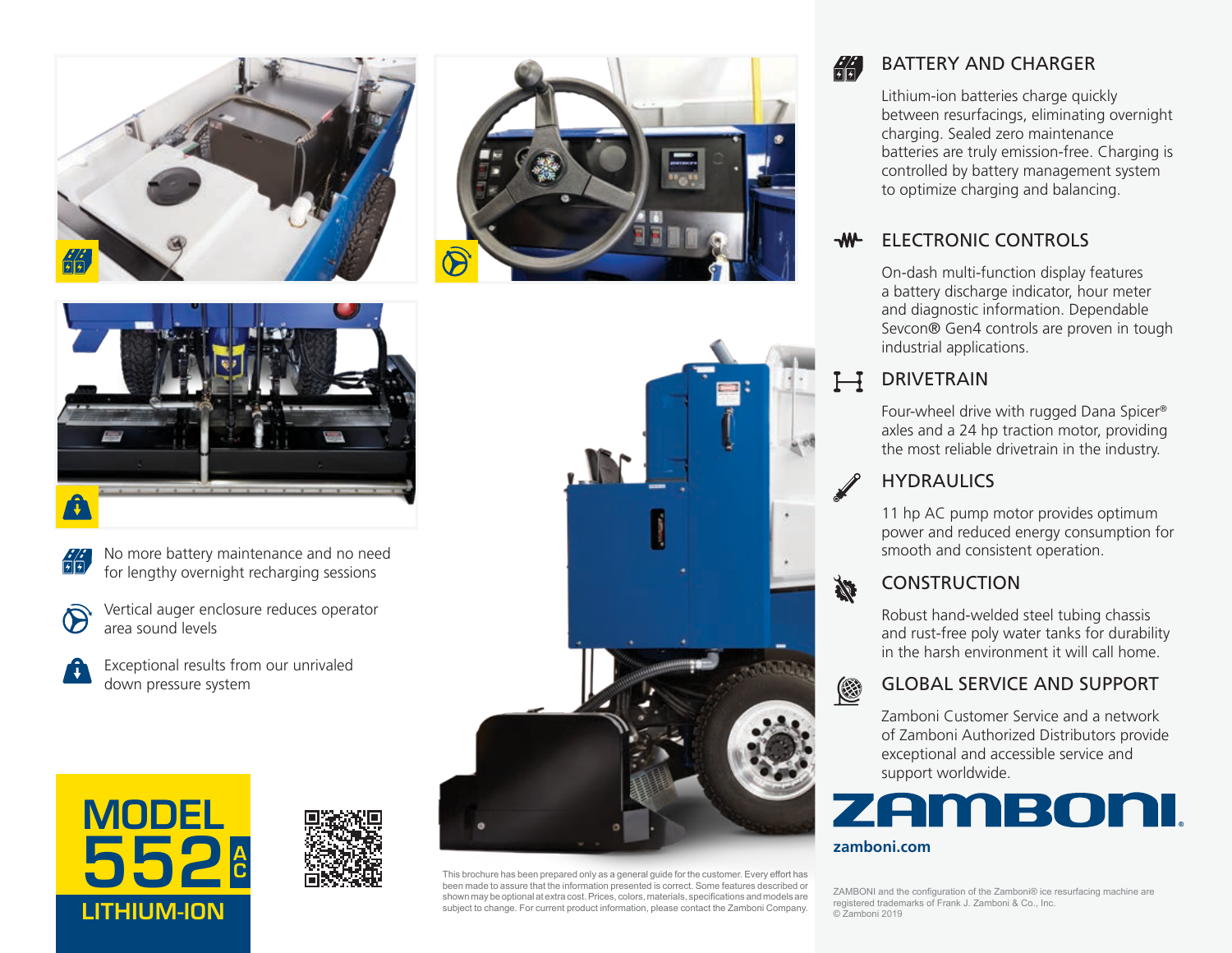No more battery maintenance and no need for lengthy overnight recharging sessions

Vertical auger enclosure reduces operator area sound levels

Exceptional results from our unrivaled down pressure system

# MODEL 552 AC
## LITHIUM-ION

This brochure has been prepared only as a general guide for the customer. Every effort has been made to assure that the information presented is correct. Some features described or shown may be optional at extra cost. Prices, colors, materials, specifications and models are subject to change. For current product information, please contact the Zamboni Company.

## BATTERY AND CHARGER

Lithium-ion batteries charge quickly between resurfacings, eliminating overnight charging. Sealed zero maintenance batteries are truly emission-free. Charging is controlled by battery management system to optimize charging and balancing.

## ELECTRONIC CONTROLS

On-dash multi-function display features a battery discharge indicator, hour meter and diagnostic information. Dependable Sevcon® Gen4 controls are proven in tough industrial applications.

## DRIVETRAIN

Four-wheel drive with rugged Dana Spicer® axles and a 24 hp traction motor, providing the most reliable drivetrain in the industry.

## HYDRAULICS

11 hp AC pump motor provides optimum power and reduced energy consumption for smooth and consistent operation.

## CONSTRUCTION

Robust hand-welded steel tubing chassis and rust-free poly water tanks for durability in the harsh environment it will call home.

## GLOBAL SERVICE AND SUPPORT

Zamboni Customer Service and a network of Zamboni Authorized Distributors provide exceptional and accessible service and support worldwide.

ZAMBONI

zamboni.com

ZAMBONI and the configuration of the Zamboni® ice resurfacing machine are registered trademarks of Frank J. Zamboni & Co., Inc.
© Zamboni 2019